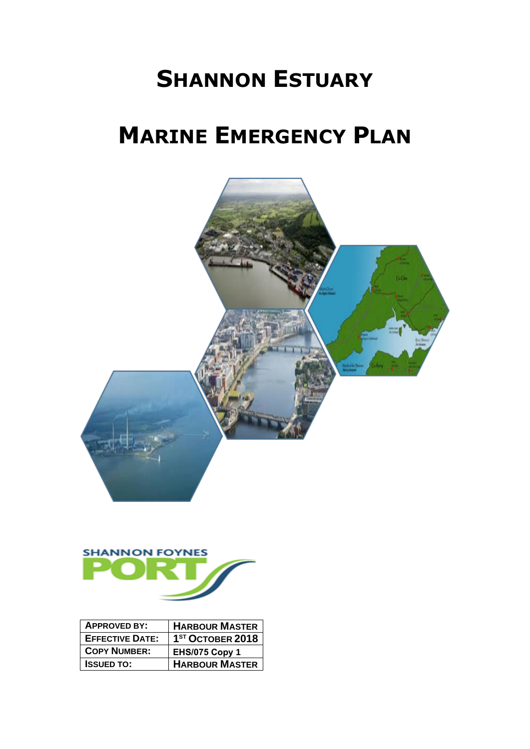# SHANNON ESTUARY

# MARINE EMERGENCY PLAN

| APPROVED BY: | HARBOUR MASTER |
|---|---|
| EFFECTIVE DATE: | 1ST OCTOBER 2018 |
| COPY NUMBER: | EHS/075 Copy 1 |
| ISSUED TO: | HARBOUR MASTER |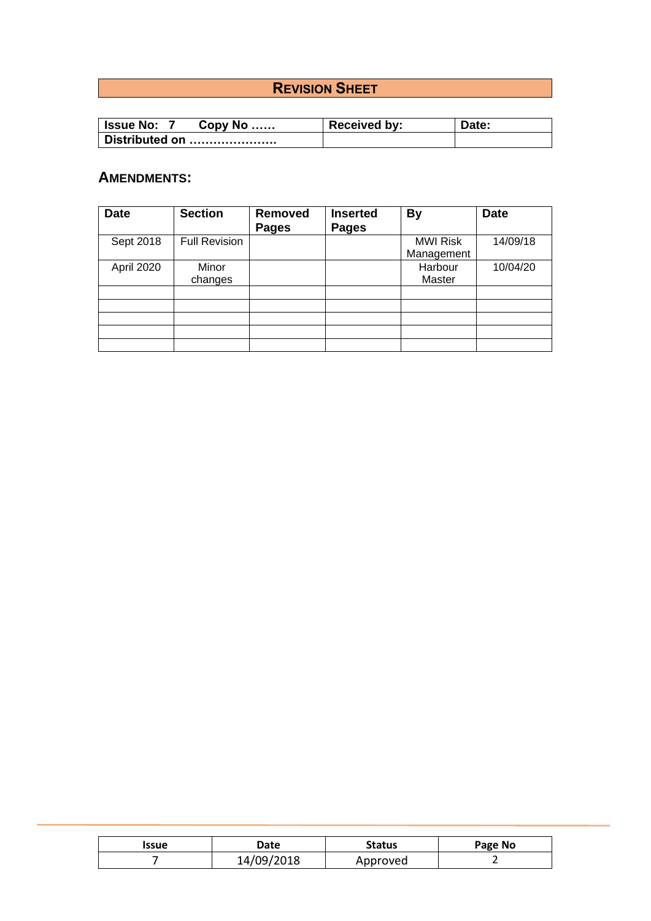## REVISION SHEET

| Issue No: 7 Copy No …… | Received by: | Date: |
|---|---|---|
| Distributed on …………………. | | |

## AMENDMENTS:

| Date | Section | Removed Pages | Inserted Pages | By | Date |
|---|---|---|---|---|---|
| Sept 2018 | Full Revision | | | MWI Risk Management | 14/09/18 |
| April 2020 | Minor changes | | | Harbour Master | 10/04/20 |
| | | | | | |
| | | | | | |
| | | | | | |
| | | | | | |
| | | | | | |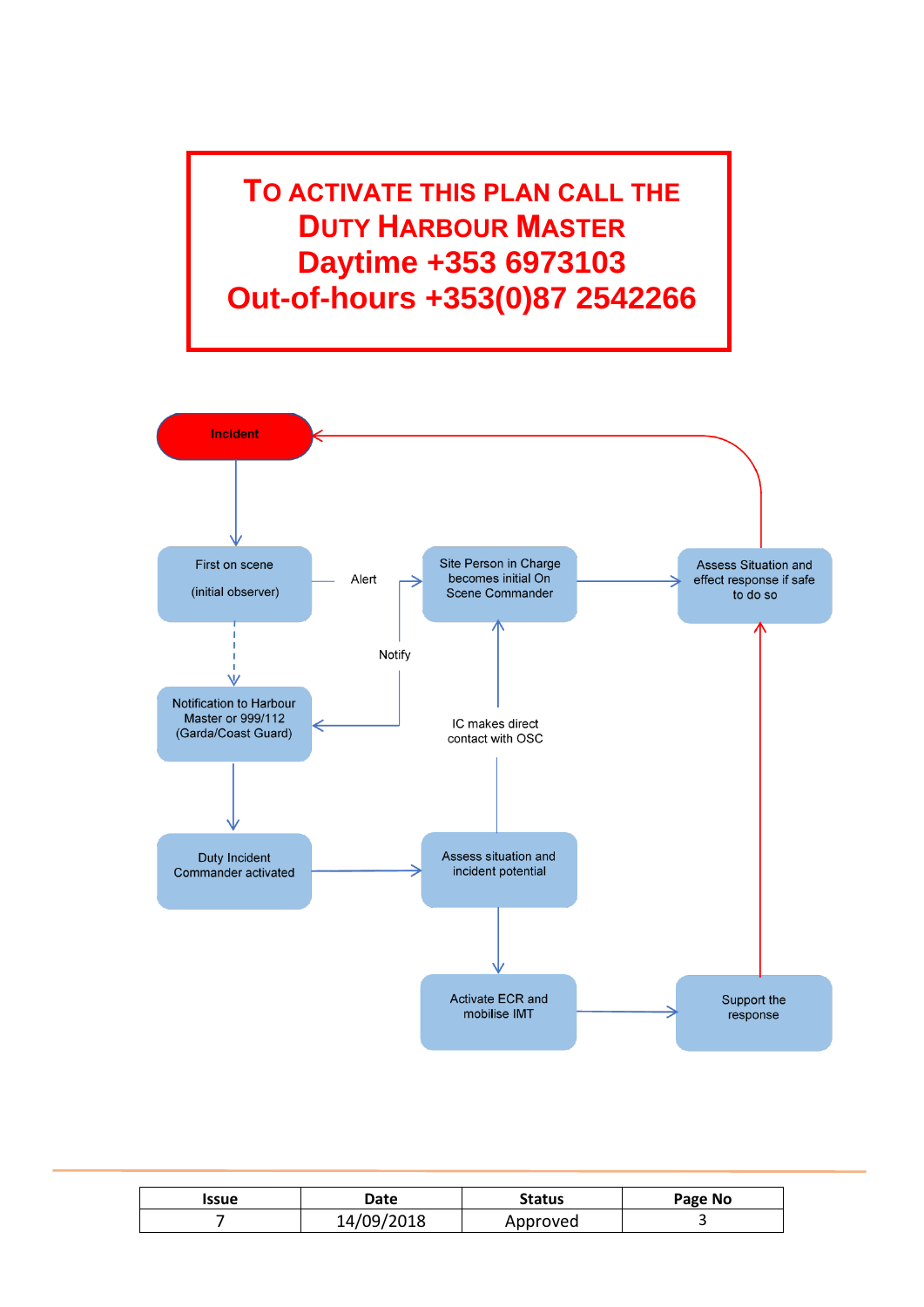**TO ACTIVATE THIS PLAN CALL THE DUTY HARBOUR MASTER**

**Daytime +353 6973103**

**Out-of-hours +353(0)87 2542266**

Incident

First on scene (initial observer)

Alert

Site Person in Charge becomes initial On Scene Commander

Assess Situation and effect response if safe to do so

Notify

Notification to Harbour Master or 999/112 (Garda/Coast Guard)

IC makes direct contact with OSC

Duty Incident Commander activated

Assess situation and incident potential

Activate ECR and mobilise IMT

Support the response

| Issue | Date | Status | Page No |
|---|---|---|---|
| 7 | 14/09/2018 | Approved | 3 |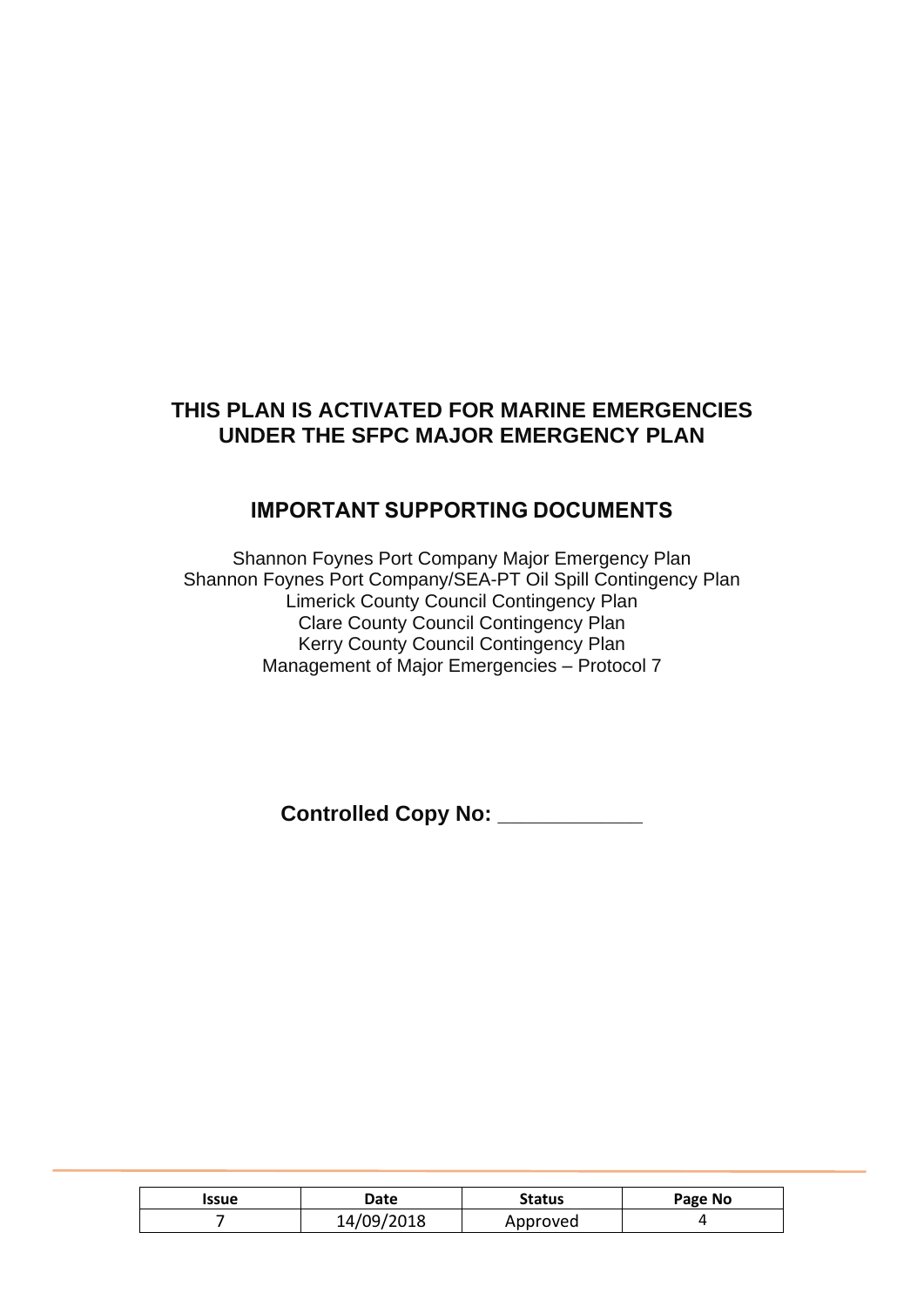**THIS PLAN IS ACTIVATED FOR MARINE EMERGENCIES UNDER THE SFPC MAJOR EMERGENCY PLAN**

## IMPORTANT SUPPORTING DOCUMENTS

Shannon Foynes Port Company Major Emergency Plan
Shannon Foynes Port Company/SEA-PT Oil Spill Contingency Plan
Limerick County Council Contingency Plan
Clare County Council Contingency Plan
Kerry County Council Contingency Plan
Management of Major Emergencies – Protocol 7

**Controlled Copy No: \_\_\_\_\_\_\_\_\_\_\_\_**

| Issue | Date | Status | Page No |
| --- | --- | --- | --- |
| 7 | 14/09/2018 | Approved | 4 |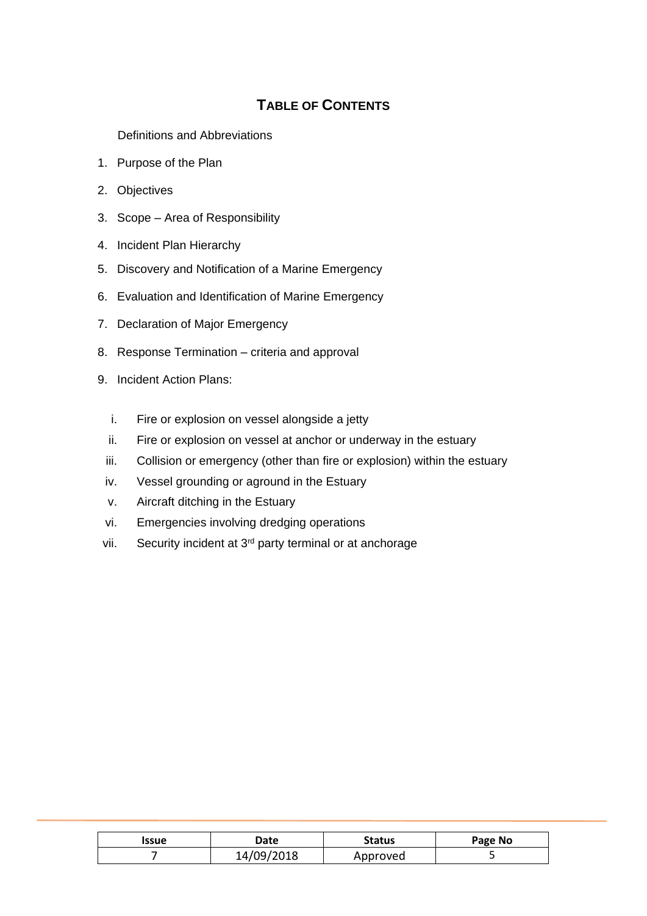# TABLE OF CONTENTS

Definitions and Abbreviations

1. Purpose of the Plan
2. Objectives
3. Scope – Area of Responsibility
4. Incident Plan Hierarchy
5. Discovery and Notification of a Marine Emergency
6. Evaluation and Identification of Marine Emergency
7. Declaration of Major Emergency
8. Response Termination – criteria and approval
9. Incident Action Plans:

   i. Fire or explosion on vessel alongside a jetty
   ii. Fire or explosion on vessel at anchor or underway in the estuary
   iii. Collision or emergency (other than fire or explosion) within the estuary
   iv. Vessel grounding or aground in the Estuary
   v. Aircraft ditching in the Estuary
   vi. Emergencies involving dredging operations
   vii. Security incident at 3rd party terminal or at anchorage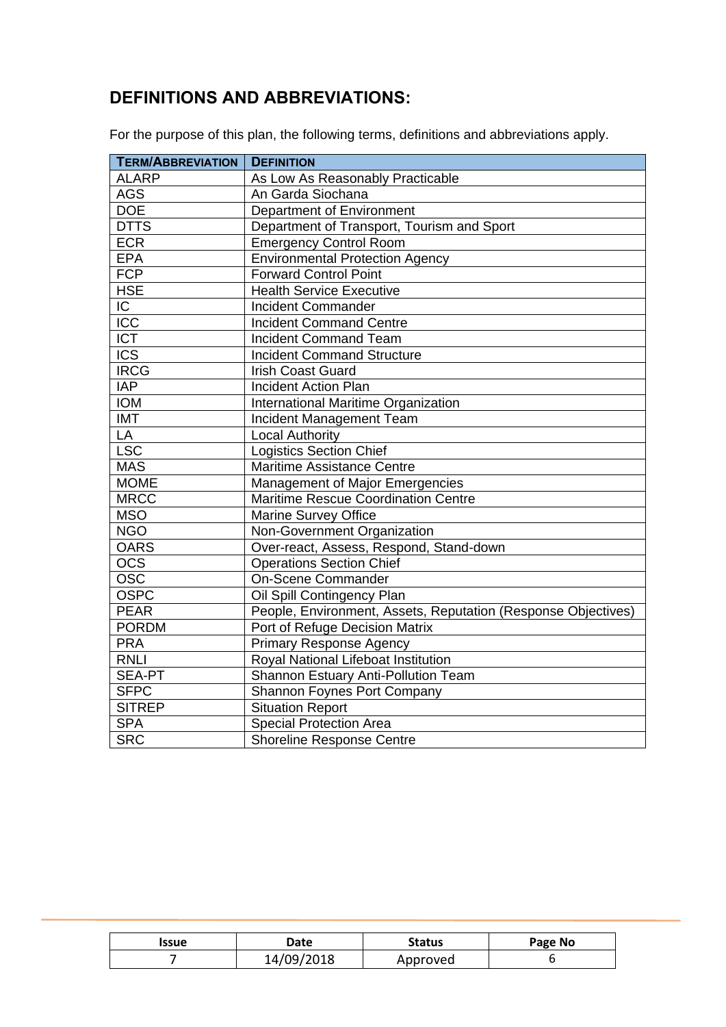## DEFINITIONS AND ABBREVIATIONS:

For the purpose of this plan, the following terms, definitions and abbreviations apply.

| TERM/ABBREVIATION | DEFINITION |
|---|---|
| ALARP | As Low As Reasonably Practicable |
| AGS | An Garda Siochana |
| DOE | Department of Environment |
| DTTS | Department of Transport, Tourism and Sport |
| ECR | Emergency Control Room |
| EPA | Environmental Protection Agency |
| FCP | Forward Control Point |
| HSE | Health Service Executive |
| IC | Incident Commander |
| ICC | Incident Command Centre |
| ICT | Incident Command Team |
| ICS | Incident Command Structure |
| IRCG | Irish Coast Guard |
| IAP | Incident Action Plan |
| IOM | International Maritime Organization |
| IMT | Incident Management Team |
| LA | Local Authority |
| LSC | Logistics Section Chief |
| MAS | Maritime Assistance Centre |
| MOME | Management of Major Emergencies |
| MRCC | Maritime Rescue Coordination Centre |
| MSO | Marine Survey Office |
| NGO | Non-Government Organization |
| OARS | Over-react, Assess, Respond, Stand-down |
| OCS | Operations Section Chief |
| OSC | On-Scene Commander |
| OSPC | Oil Spill Contingency Plan |
| PEAR | People, Environment, Assets, Reputation (Response Objectives) |
| PORDM | Port of Refuge Decision Matrix |
| PRA | Primary Response Agency |
| RNLI | Royal National Lifeboat Institution |
| SEA-PT | Shannon Estuary Anti-Pollution Team |
| SFPC | Shannon Foynes Port Company |
| SITREP | Situation Report |
| SPA | Special Protection Area |
| SRC | Shoreline Response Centre |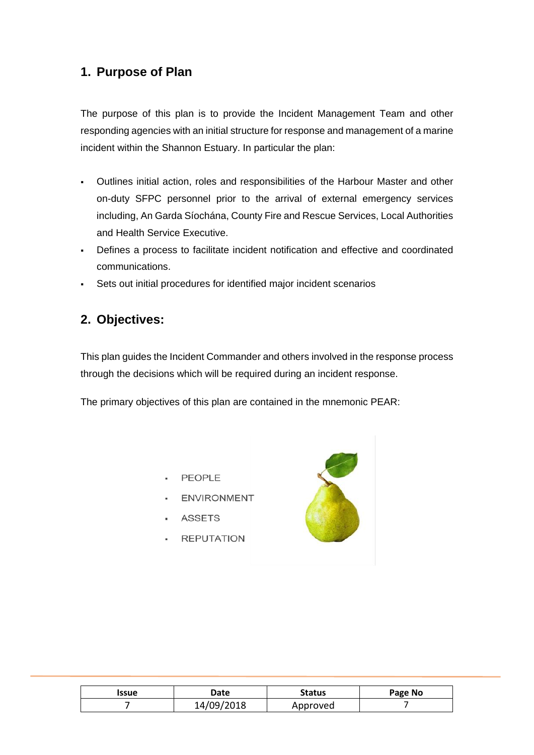## 1. Purpose of Plan

The purpose of this plan is to provide the Incident Management Team and other responding agencies with an initial structure for response and management of a marine incident within the Shannon Estuary. In particular the plan:

- Outlines initial action, roles and responsibilities of the Harbour Master and other on-duty SFPC personnel prior to the arrival of external emergency services including, An Garda Síochána, County Fire and Rescue Services, Local Authorities and Health Service Executive.
- Defines a process to facilitate incident notification and effective and coordinated communications.
- Sets out initial procedures for identified major incident scenarios

## 2. Objectives:

This plan guides the Incident Commander and others involved in the response process through the decisions which will be required during an incident response.

The primary objectives of this plan are contained in the mnemonic PEAR:

- PEOPLE
- ENVIRONMENT
- ASSETS
- REPUTATION

| Issue | Date | Status | Page No |
|---|---|---|---|
| 7 | 14/09/2018 | Approved | 7 |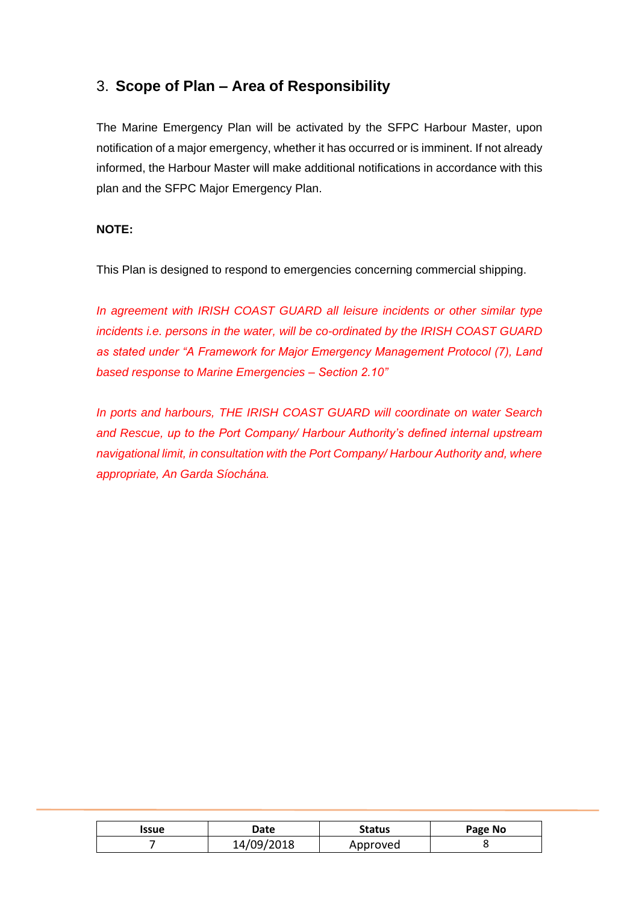## 3. Scope of Plan – Area of Responsibility

The Marine Emergency Plan will be activated by the SFPC Harbour Master, upon notification of a major emergency, whether it has occurred or is imminent. If not already informed, the Harbour Master will make additional notifications in accordance with this plan and the SFPC Major Emergency Plan.

**NOTE:**

This Plan is designed to respond to emergencies concerning commercial shipping.

*In agreement with IRISH COAST GUARD all leisure incidents or other similar type incidents i.e. persons in the water, will be co-ordinated by the IRISH COAST GUARD as stated under "A Framework for Major Emergency Management Protocol (7), Land based response to Marine Emergencies – Section 2.10"*

*In ports and harbours, THE IRISH COAST GUARD will coordinate on water Search and Rescue, up to the Port Company/ Harbour Authority's defined internal upstream navigational limit, in consultation with the Port Company/ Harbour Authority and, where appropriate, An Garda Síochána.*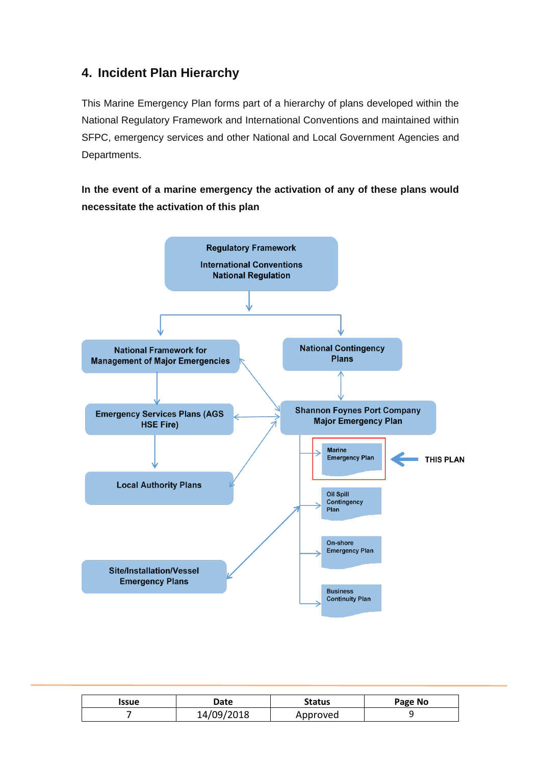## 4. Incident Plan Hierarchy

This Marine Emergency Plan forms part of a hierarchy of plans developed within the National Regulatory Framework and International Conventions and maintained within SFPC, emergency services and other National and Local Government Agencies and Departments.

**In the event of a marine emergency the activation of any of these plans would necessitate the activation of this plan**

Regulatory Framework

International Conventions
National Regulation

National Framework for Management of Major Emergencies

National Contingency Plans

Emergency Services Plans (AGS HSE Fire)

Shannon Foynes Port Company Major Emergency Plan

Local Authority Plans

Marine Emergency Plan

THIS PLAN

Oil Spill Contingency Plan

On-shore Emergency Plan

Site/Installation/Vessel Emergency Plans

Business Continuity Plan

| Issue | Date | Status | Page No |
|---|---|---|---|
| 7 | 14/09/2018 | Approved | 9 |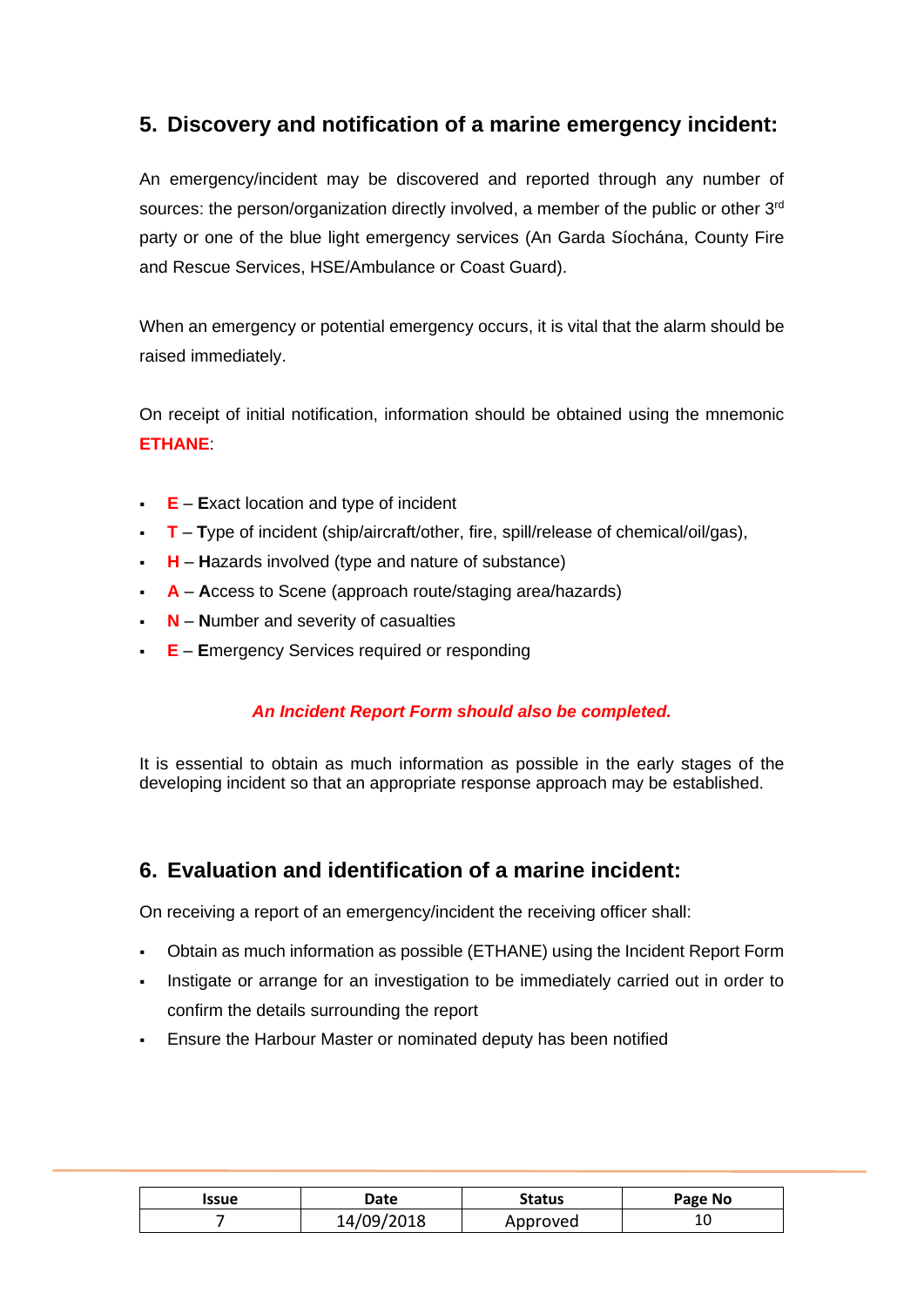## 5. Discovery and notification of a marine emergency incident:

An emergency/incident may be discovered and reported through any number of sources: the person/organization directly involved, a member of the public or other 3rd party or one of the blue light emergency services (An Garda Síochána, County Fire and Rescue Services, HSE/Ambulance or Coast Guard).

When an emergency or potential emergency occurs, it is vital that the alarm should be raised immediately.

On receipt of initial notification, information should be obtained using the mnemonic **ETHANE**:

- **E** – **E**xact location and type of incident
- **T** – **T**ype of incident (ship/aircraft/other, fire, spill/release of chemical/oil/gas),
- **H** – **H**azards involved (type and nature of substance)
- **A** – **A**ccess to Scene (approach route/staging area/hazards)
- **N** – **N**umber and severity of casualties
- **E** – **E**mergency Services required or responding

***An Incident Report Form should also be completed.***

It is essential to obtain as much information as possible in the early stages of the developing incident so that an appropriate response approach may be established.

## 6. Evaluation and identification of a marine incident:

On receiving a report of an emergency/incident the receiving officer shall:

- Obtain as much information as possible (ETHANE) using the Incident Report Form
- Instigate or arrange for an investigation to be immediately carried out in order to confirm the details surrounding the report
- Ensure the Harbour Master or nominated deputy has been notified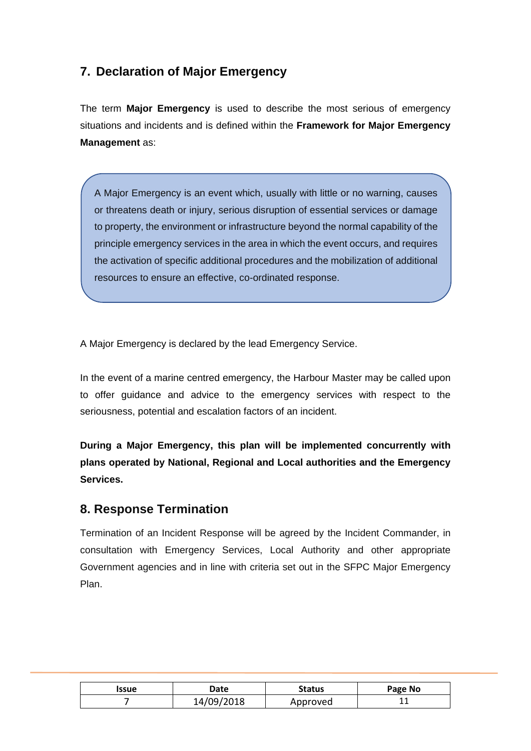## 7. Declaration of Major Emergency

The term **Major Emergency** is used to describe the most serious of emergency situations and incidents and is defined within the **Framework for Major Emergency Management** as:

> A Major Emergency is an event which, usually with little or no warning, causes or threatens death or injury, serious disruption of essential services or damage to property, the environment or infrastructure beyond the normal capability of the principle emergency services in the area in which the event occurs, and requires the activation of specific additional procedures and the mobilization of additional resources to ensure an effective, co-ordinated response.

A Major Emergency is declared by the lead Emergency Service.

In the event of a marine centred emergency, the Harbour Master may be called upon to offer guidance and advice to the emergency services with respect to the seriousness, potential and escalation factors of an incident.

**During a Major Emergency, this plan will be implemented concurrently with plans operated by National, Regional and Local authorities and the Emergency Services.**

## 8. Response Termination

Termination of an Incident Response will be agreed by the Incident Commander, in consultation with Emergency Services, Local Authority and other appropriate Government agencies and in line with criteria set out in the SFPC Major Emergency Plan.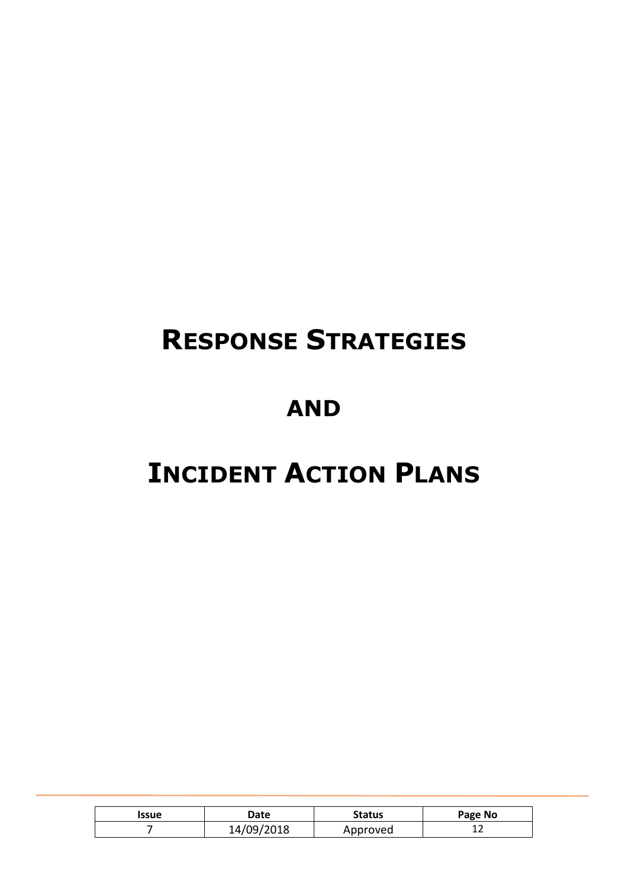# Response Strategies

# and

# Incident Action Plans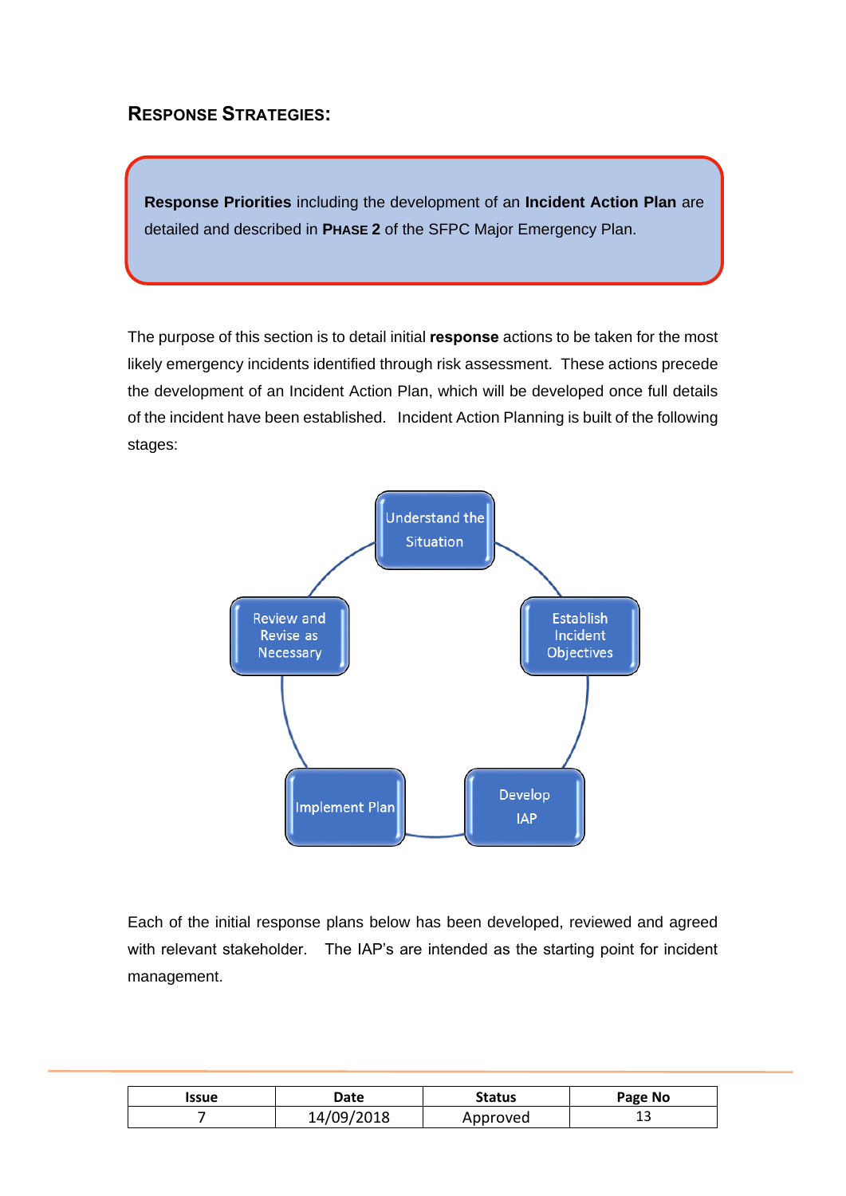## RESPONSE STRATEGIES:

> **Response Priorities** including the development of an **Incident Action Plan** are detailed and described in **PHASE 2** of the SFPC Major Emergency Plan.

The purpose of this section is to detail initial **response** actions to be taken for the most likely emergency incidents identified through risk assessment. These actions precede the development of an Incident Action Plan, which will be developed once full details of the incident have been established. Incident Action Planning is built of the following stages:

- Understand the Situation
- Establish Incident Objectives
- Develop IAP
- Implement Plan
- Review and Revise as Necessary

Each of the initial response plans below has been developed, reviewed and agreed with relevant stakeholder. The IAP's are intended as the starting point for incident management.

| Issue | Date | Status | Page No |
|---|---|---|---|
| 7 | 14/09/2018 | Approved | 13 |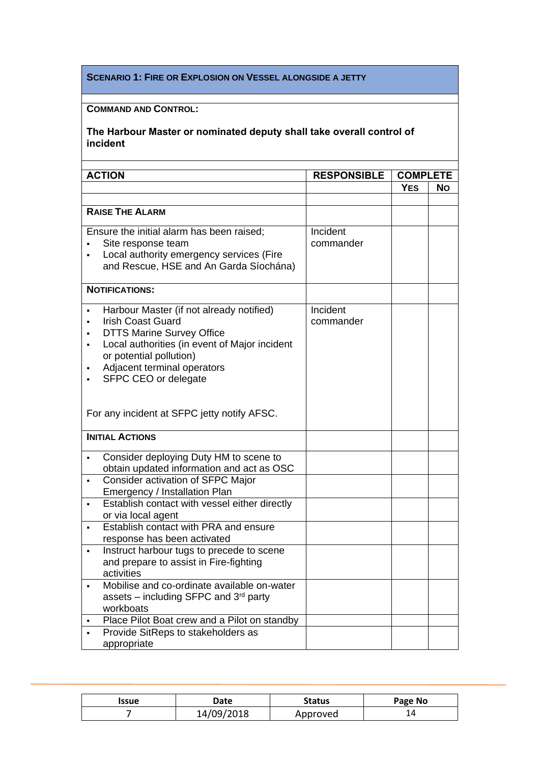**SCENARIO 1: FIRE OR EXPLOSION ON VESSEL ALONGSIDE A JETTY**

**COMMAND AND CONTROL:**

**The Harbour Master or nominated deputy shall take overall control of incident**

| ACTION | RESPONSIBLE | COMPLETE | |
|---|---|---|---|
| | | YES | NO |
| **RAISE THE ALARM** | | | |
| Ensure the initial alarm has been raised;<br>▪ Site response team<br>▪ Local authority emergency services (Fire and Rescue, HSE and An Garda Síochána) | Incident commander | | |
| **NOTIFICATIONS:** | | | |
| ▪ Harbour Master (if not already notified)<br>▪ Irish Coast Guard<br>▪ DTTS Marine Survey Office<br>▪ Local authorities (in event of Major incident or potential pollution)<br>▪ Adjacent terminal operators<br>▪ SFPC CEO or delegate<br><br>For any incident at SFPC jetty notify AFSC. | Incident commander | | |
| **INITIAL ACTIONS** | | | |
| ▪ Consider deploying Duty HM to scene to obtain updated information and act as OSC | | | |
| ▪ Consider activation of SFPC Major Emergency / Installation Plan | | | |
| ▪ Establish contact with vessel either directly or via local agent | | | |
| ▪ Establish contact with PRA and ensure response has been activated | | | |
| ▪ Instruct harbour tugs to precede to scene and prepare to assist in Fire-fighting activities | | | |
| ▪ Mobilise and co-ordinate available on-water assets – including SFPC and 3rd party workboats | | | |
| ▪ Place Pilot Boat crew and a Pilot on standby | | | |
| ▪ Provide SitReps to stakeholders as appropriate | | | |

| Issue | Date | Status | Page No |
|---|---|---|---|
| 7 | 14/09/2018 | Approved | 14 |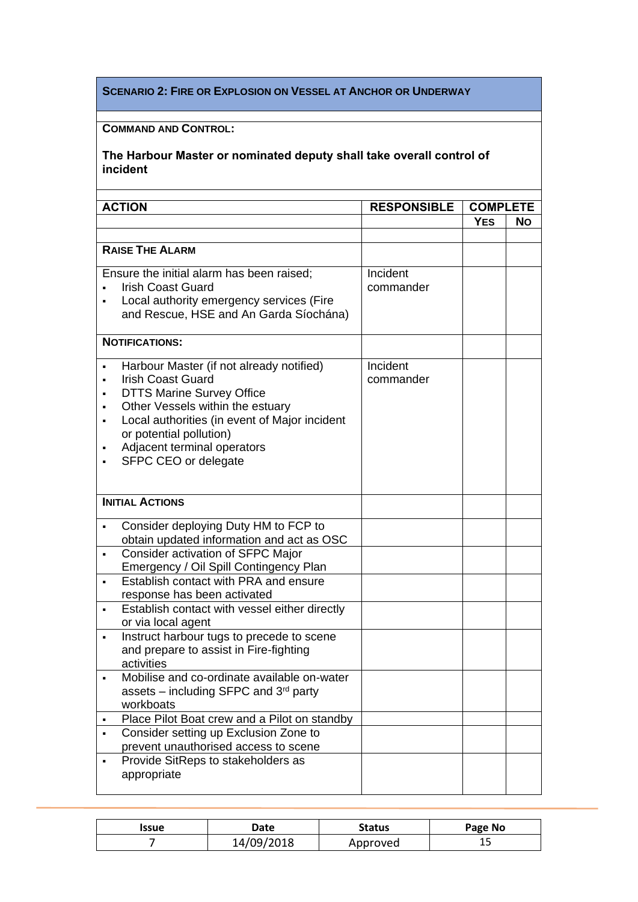## Scenario 2: Fire or Explosion on Vessel at Anchor or Underway

**Command and Control:**

**The Harbour Master or nominated deputy shall take overall control of incident**

| ACTION | RESPONSIBLE | COMPLETE | |
|---|---|---|---|
| | | **Yes** | **No** |
| **Raise the Alarm** | | | |
| Ensure the initial alarm has been raised;<br>▪ Irish Coast Guard<br>▪ Local authority emergency services (Fire and Rescue, HSE and An Garda Síochána) | Incident commander | | |
| **Notifications:** | | | |
| ▪ Harbour Master (if not already notified)<br>▪ Irish Coast Guard<br>▪ DTTS Marine Survey Office<br>▪ Other Vessels within the estuary<br>▪ Local authorities (in event of Major incident or potential pollution)<br>▪ Adjacent terminal operators<br>▪ SFPC CEO or delegate | Incident commander | | |
| **Initial Actions** | | | |
| ▪ Consider deploying Duty HM to FCP to obtain updated information and act as OSC | | | |
| ▪ Consider activation of SFPC Major Emergency / Oil Spill Contingency Plan | | | |
| ▪ Establish contact with PRA and ensure response has been activated | | | |
| ▪ Establish contact with vessel either directly or via local agent | | | |
| ▪ Instruct harbour tugs to precede to scene and prepare to assist in Fire-fighting activities | | | |
| ▪ Mobilise and co-ordinate available on-water assets – including SFPC and 3rd party workboats | | | |
| ▪ Place Pilot Boat crew and a Pilot on standby | | | |
| ▪ Consider setting up Exclusion Zone to prevent unauthorised access to scene | | | |
| ▪ Provide SitReps to stakeholders as appropriate | | | |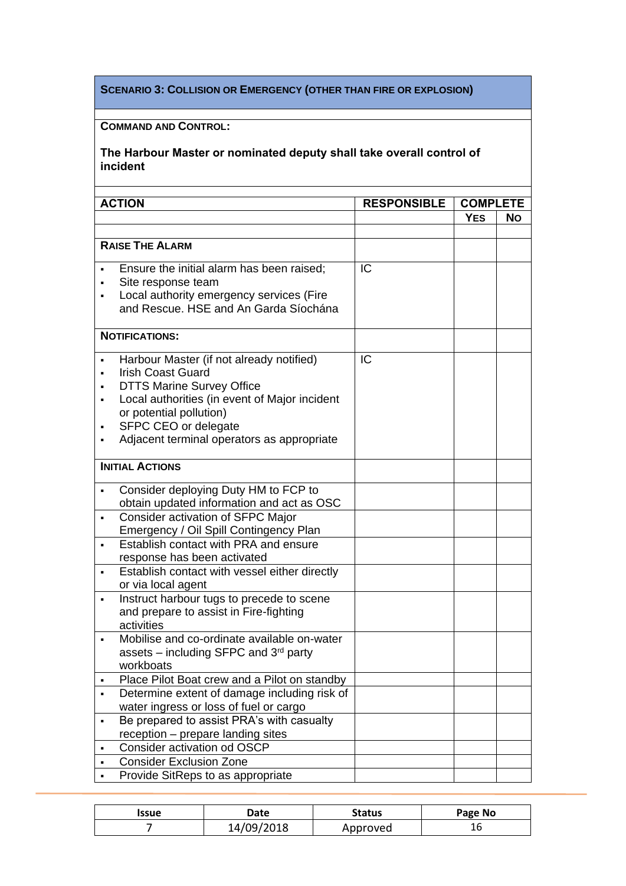## SCENARIO 3: COLLISION OR EMERGENCY (OTHER THAN FIRE OR EXPLOSION)

**COMMAND AND CONTROL:**

**The Harbour Master or nominated deputy shall take overall control of incident**

| ACTION | RESPONSIBLE | COMPLETE | |
|---|---|---|---|
| | | YES | NO |
| **RAISE THE ALARM** | | | |
| ▪ Ensure the initial alarm has been raised;<br>▪ Site response team<br>▪ Local authority emergency services (Fire and Rescue. HSE and An Garda Síochána | IC | | |
| **NOTIFICATIONS:** | | | |
| ▪ Harbour Master (if not already notified)<br>▪ Irish Coast Guard<br>▪ DTTS Marine Survey Office<br>▪ Local authorities (in event of Major incident or potential pollution)<br>▪ SFPC CEO or delegate<br>▪ Adjacent terminal operators as appropriate | IC | | |
| **INITIAL ACTIONS** | | | |
| ▪ Consider deploying Duty HM to FCP to obtain updated information and act as OSC | | | |
| ▪ Consider activation of SFPC Major Emergency / Oil Spill Contingency Plan | | | |
| ▪ Establish contact with PRA and ensure response has been activated | | | |
| ▪ Establish contact with vessel either directly or via local agent | | | |
| ▪ Instruct harbour tugs to precede to scene and prepare to assist in Fire-fighting activities | | | |
| ▪ Mobilise and co-ordinate available on-water assets – including SFPC and 3rd party workboats | | | |
| ▪ Place Pilot Boat crew and a Pilot on standby | | | |
| ▪ Determine extent of damage including risk of water ingress or loss of fuel or cargo | | | |
| ▪ Be prepared to assist PRA's with casualty reception – prepare landing sites | | | |
| ▪ Consider activation od OSCP | | | |
| ▪ Consider Exclusion Zone | | | |
| ▪ Provide SitReps to as appropriate | | | |

| Issue | Date | Status | Page No |
|---|---|---|---|
| 7 | 14/09/2018 | Approved | 16 |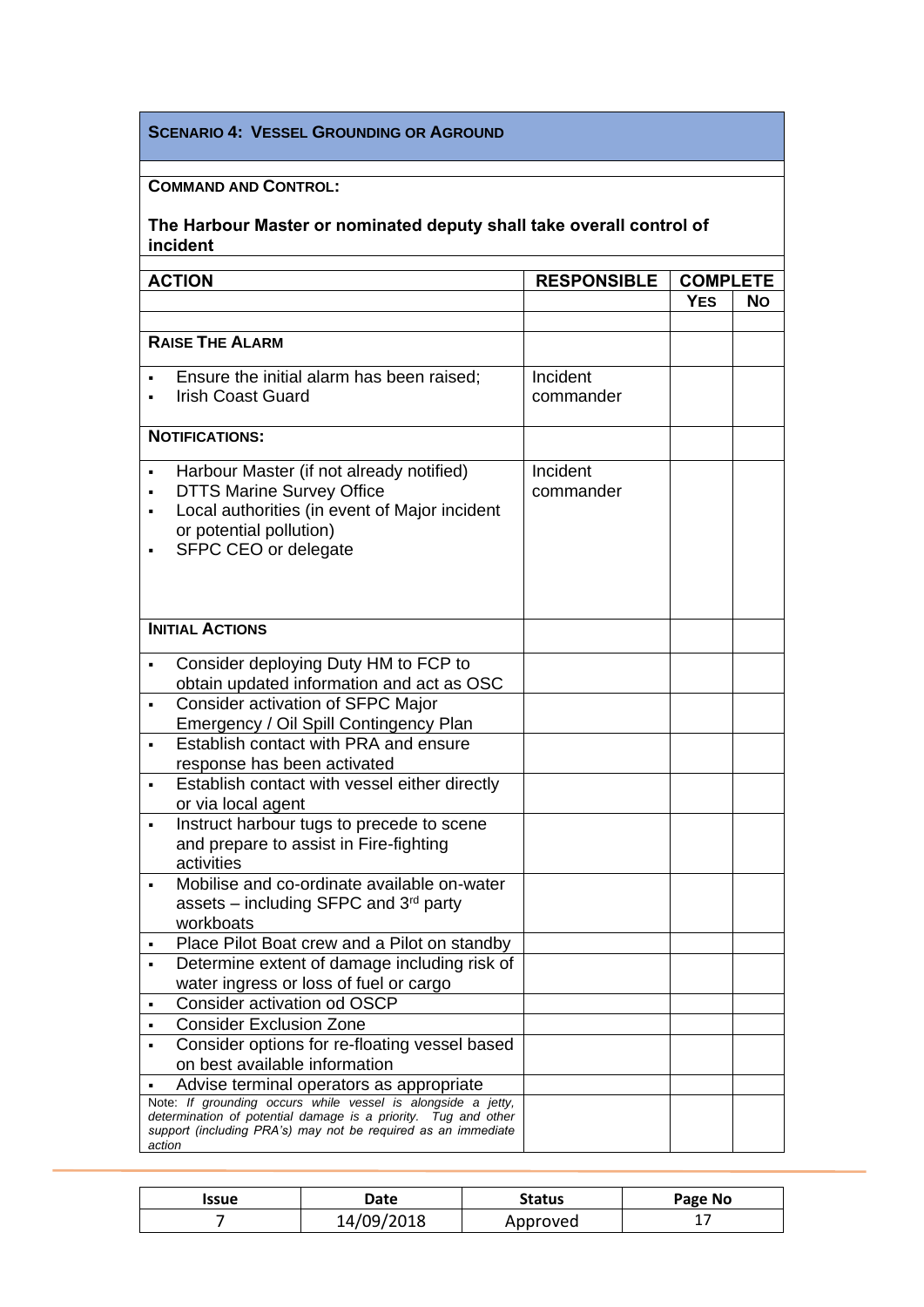| **SCENARIO 4: VESSEL GROUNDING OR AGROUND** | | | |
|---|---|---|---|
| **COMMAND AND CONTROL:**<br><br>**The Harbour Master or nominated deputy shall take overall control of incident** | | | |
| **ACTION** | **RESPONSIBLE** | **COMPLETE** | |
| | | **YES** | **NO** |
| | | | |
| **RAISE THE ALARM** | | | |
| ▪ Ensure the initial alarm has been raised;<br>▪ Irish Coast Guard | Incident commander | | |
| **NOTIFICATIONS:** | | | |
| ▪ Harbour Master (if not already notified)<br>▪ DTTS Marine Survey Office<br>▪ Local authorities (in event of Major incident or potential pollution)<br>▪ SFPC CEO or delegate | Incident commander | | |
| **INITIAL ACTIONS** | | | |
| ▪ Consider deploying Duty HM to FCP to obtain updated information and act as OSC | | | |
| ▪ Consider activation of SFPC Major Emergency / Oil Spill Contingency Plan | | | |
| ▪ Establish contact with PRA and ensure response has been activated | | | |
| ▪ Establish contact with vessel either directly or via local agent | | | |
| ▪ Instruct harbour tugs to precede to scene and prepare to assist in Fire-fighting activities | | | |
| ▪ Mobilise and co-ordinate available on-water assets – including SFPC and 3rd party workboats | | | |
| ▪ Place Pilot Boat crew and a Pilot on standby | | | |
| ▪ Determine extent of damage including risk of water ingress or loss of fuel or cargo | | | |
| ▪ Consider activation od OSCP | | | |
| ▪ Consider Exclusion Zone | | | |
| ▪ Consider options for re-floating vessel based on best available information | | | |
| ▪ Advise terminal operators as appropriate | | | |
| Note: *If grounding occurs while vessel is alongside a jetty, determination of potential damage is a priority. Tug and other support (including PRA's) may not be required as an immediate action* | | | |

| Issue | Date | Status | Page No |
|---|---|---|---|
| 7 | 14/09/2018 | Approved | 17 |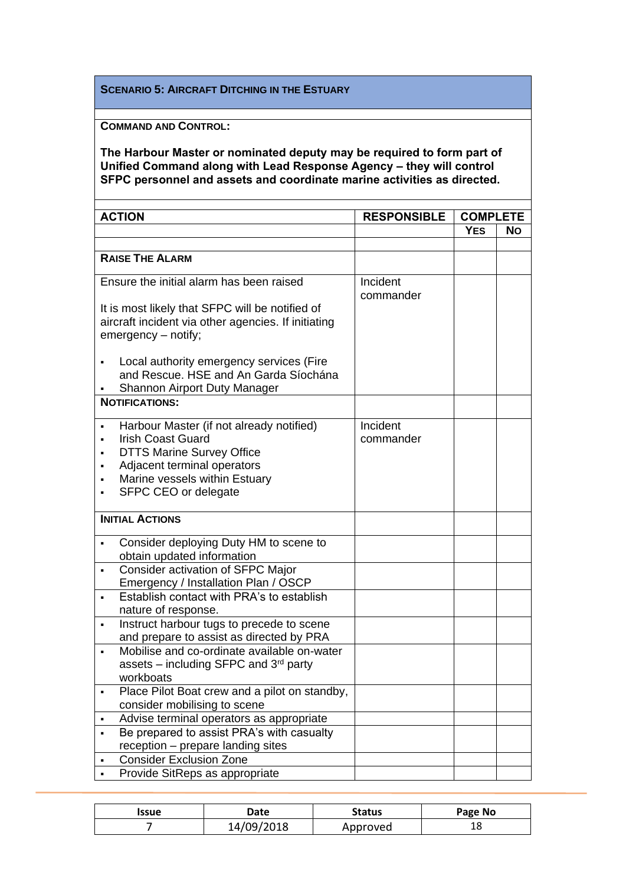**SCENARIO 5: AIRCRAFT DITCHING IN THE ESTUARY**

**COMMAND AND CONTROL:**

**The Harbour Master or nominated deputy may be required to form part of Unified Command along with Lead Response Agency – they will control SFPC personnel and assets and coordinate marine activities as directed.**

| ACTION | RESPONSIBLE | COMPLETE | |
|---|---|---|---|
| | | YES | NO |
| **RAISE THE ALARM** | | | |
| Ensure the initial alarm has been raised<br><br>It is most likely that SFPC will be notified of aircraft incident via other agencies. If initiating emergency – notify;<br><br>▪ Local authority emergency services (Fire and Rescue. HSE and An Garda Síochána<br>▪ Shannon Airport Duty Manager | Incident commander | | |
| **NOTIFICATIONS:** | | | |
| ▪ Harbour Master (if not already notified)<br>▪ Irish Coast Guard<br>▪ DTTS Marine Survey Office<br>▪ Adjacent terminal operators<br>▪ Marine vessels within Estuary<br>▪ SFPC CEO or delegate | Incident commander | | |
| **INITIAL ACTIONS** | | | |
| ▪ Consider deploying Duty HM to scene to obtain updated information | | | |
| ▪ Consider activation of SFPC Major Emergency / Installation Plan / OSCP | | | |
| ▪ Establish contact with PRA's to establish nature of response. | | | |
| ▪ Instruct harbour tugs to precede to scene and prepare to assist as directed by PRA | | | |
| ▪ Mobilise and co-ordinate available on-water assets – including SFPC and 3rd party workboats | | | |
| ▪ Place Pilot Boat crew and a pilot on standby, consider mobilising to scene | | | |
| ▪ Advise terminal operators as appropriate | | | |
| ▪ Be prepared to assist PRA's with casualty reception – prepare landing sites | | | |
| ▪ Consider Exclusion Zone | | | |
| ▪ Provide SitReps as appropriate | | | |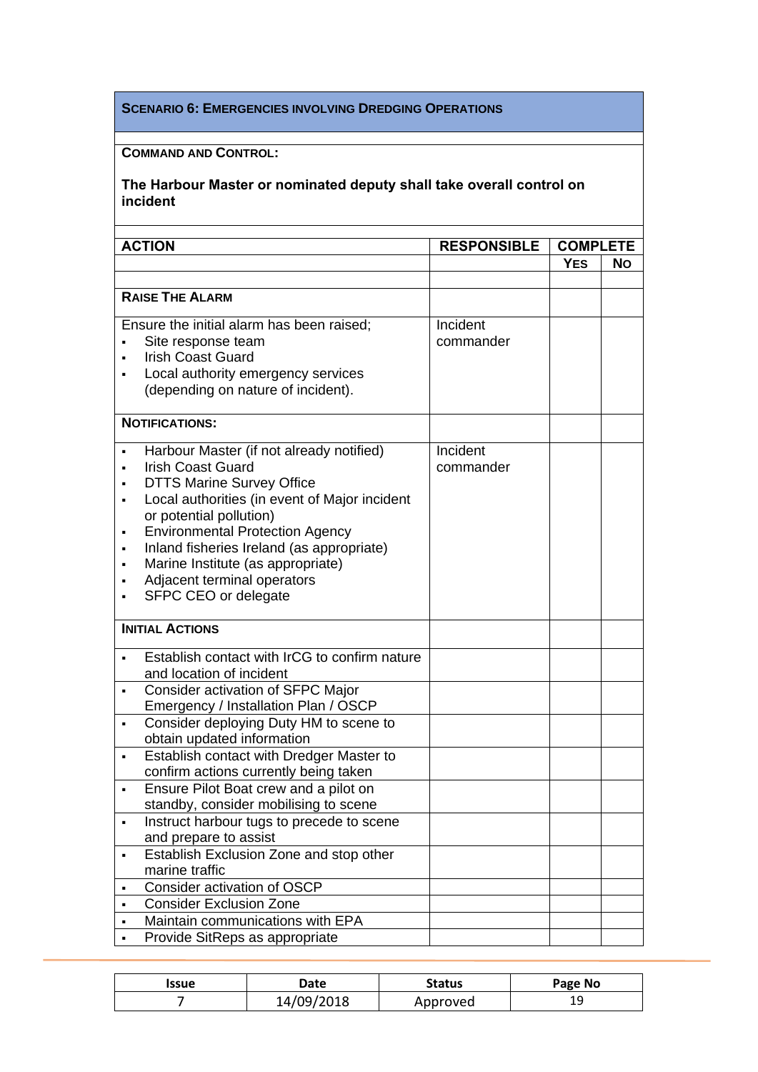## SCENARIO 6: EMERGENCIES INVOLVING DREDGING OPERATIONS

**COMMAND AND CONTROL:**

**The Harbour Master or nominated deputy shall take overall control on incident**

| ACTION | RESPONSIBLE | COMPLETE | |
|---|---|---|---|
| | | YES | NO |
| **RAISE THE ALARM** | | | |
| Ensure the initial alarm has been raised;<br>▪ Site response team<br>▪ Irish Coast Guard<br>▪ Local authority emergency services (depending on nature of incident). | Incident commander | | |
| **NOTIFICATIONS:** | | | |
| ▪ Harbour Master (if not already notified)<br>▪ Irish Coast Guard<br>▪ DTTS Marine Survey Office<br>▪ Local authorities (in event of Major incident or potential pollution)<br>▪ Environmental Protection Agency<br>▪ Inland fisheries Ireland (as appropriate)<br>▪ Marine Institute (as appropriate)<br>▪ Adjacent terminal operators<br>▪ SFPC CEO or delegate | Incident commander | | |
| **INITIAL ACTIONS** | | | |
| ▪ Establish contact with IrCG to confirm nature and location of incident | | | |
| ▪ Consider activation of SFPC Major Emergency / Installation Plan / OSCP | | | |
| ▪ Consider deploying Duty HM to scene to obtain updated information | | | |
| ▪ Establish contact with Dredger Master to confirm actions currently being taken | | | |
| ▪ Ensure Pilot Boat crew and a pilot on standby, consider mobilising to scene | | | |
| ▪ Instruct harbour tugs to precede to scene and prepare to assist | | | |
| ▪ Establish Exclusion Zone and stop other marine traffic | | | |
| ▪ Consider activation of OSCP | | | |
| ▪ Consider Exclusion Zone | | | |
| ▪ Maintain communications with EPA | | | |
| ▪ Provide SitReps as appropriate | | | |

| Issue | Date | Status | Page No |
|---|---|---|---|
| 7 | 14/09/2018 | Approved | 19 |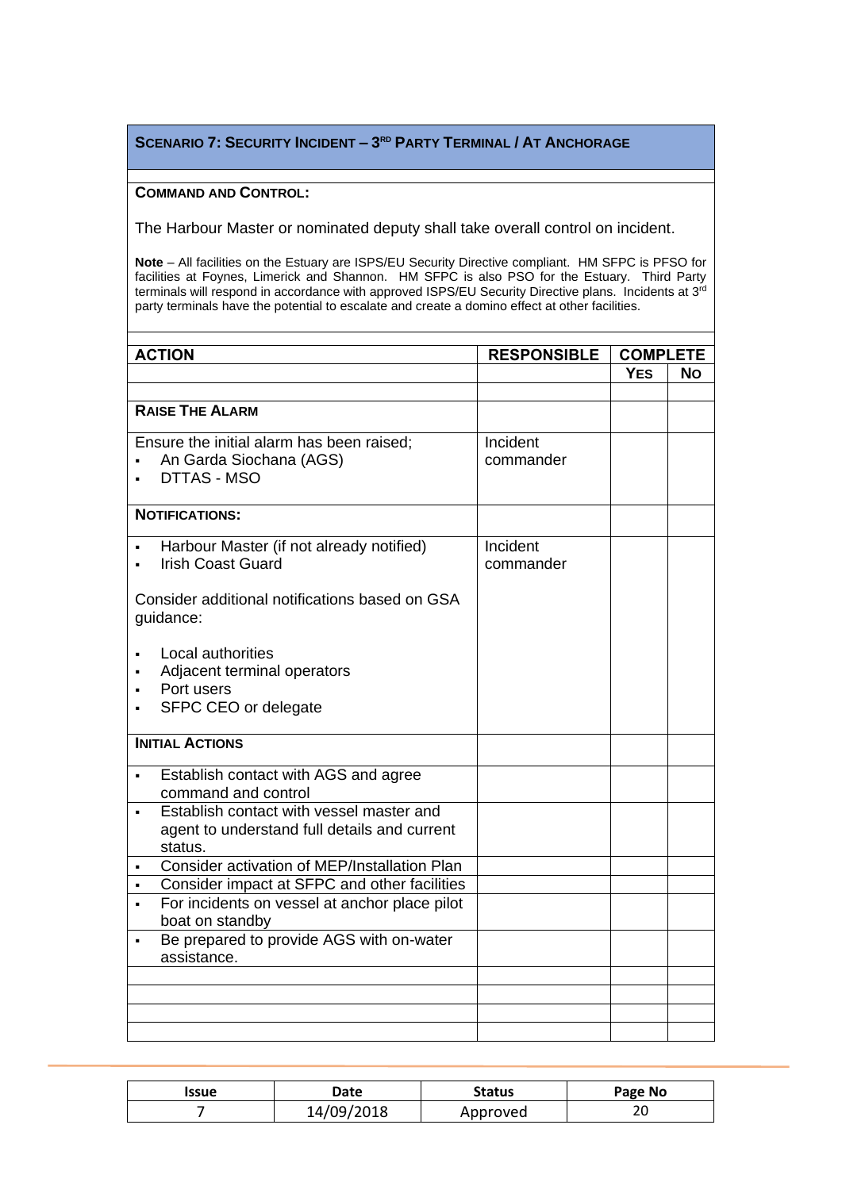## Scenario 7: Security Incident – 3rd Party Terminal / At Anchorage

**Command and Control:**

The Harbour Master or nominated deputy shall take overall control on incident.

**Note** – All facilities on the Estuary are ISPS/EU Security Directive compliant. HM SFPC is PFSO for facilities at Foynes, Limerick and Shannon. HM SFPC is also PSO for the Estuary. Third Party terminals will respond in accordance with approved ISPS/EU Security Directive plans. Incidents at 3rd party terminals have the potential to escalate and create a domino effect at other facilities.

| ACTION | RESPONSIBLE | COMPLETE | |
|---|---|---|---|
| | | YES | NO |
| | | | |
| **Raise The Alarm** | | | |
| Ensure the initial alarm has been raised;<br>▪ An Garda Siochana (AGS)<br>▪ DTTAS - MSO | Incident commander | | |
| **Notifications:** | | | |
| ▪ Harbour Master (if not already notified)<br>▪ Irish Coast Guard<br><br>Consider additional notifications based on GSA guidance:<br><br>▪ Local authorities<br>▪ Adjacent terminal operators<br>▪ Port users<br>▪ SFPC CEO or delegate | Incident commander | | |
| **Initial Actions** | | | |
| ▪ Establish contact with AGS and agree command and control | | | |
| ▪ Establish contact with vessel master and agent to understand full details and current status. | | | |
| ▪ Consider activation of MEP/Installation Plan | | | |
| ▪ Consider impact at SFPC and other facilities | | | |
| ▪ For incidents on vessel at anchor place pilot boat on standby | | | |
| ▪ Be prepared to provide AGS with on-water assistance. | | | |
| | | | |
| | | | |
| | | | |
| | | | |

| Issue | Date | Status | Page No |
|---|---|---|---|
| 7 | 14/09/2018 | Approved | 20 |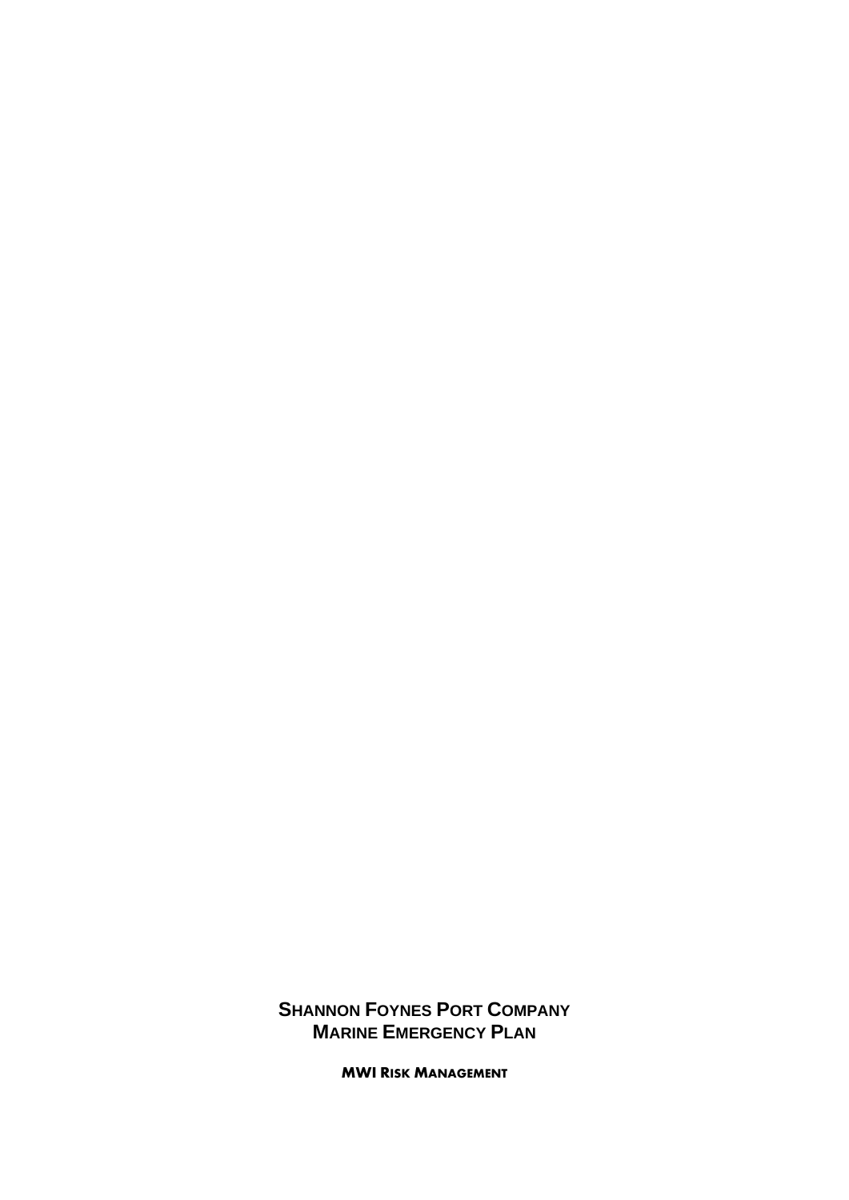**SHANNON FOYNES PORT COMPANY**
**MARINE EMERGENCY PLAN**

**MWI RISK MANAGEMENT**